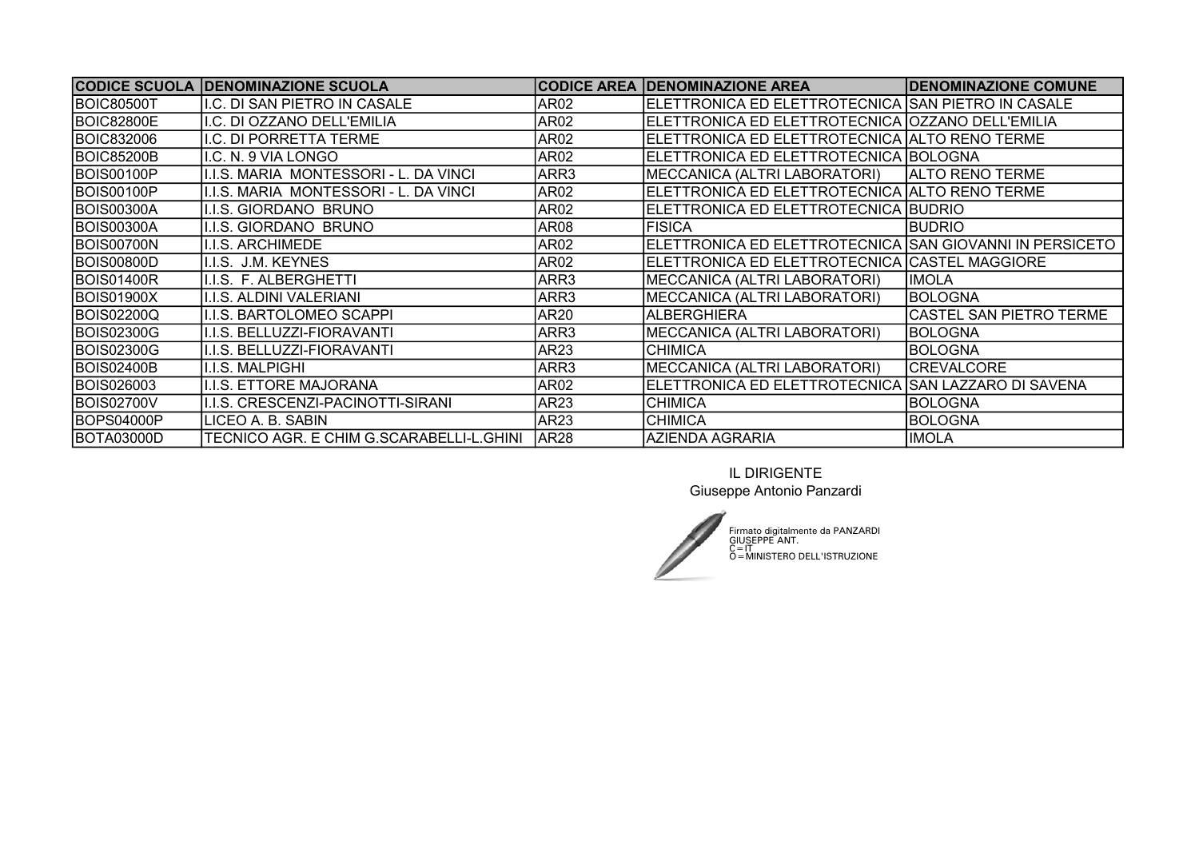| CODICE SCUOLA | DENOMINAZIONE SCUOLA | CODICE AREA | DENOMINAZIONE AREA | DENOMINAZIONE COMUNE |
|---|---|---|---|---|
| BOIC80500T | I.C. DI SAN PIETRO IN CASALE | AR02 | ELETTRONICA ED ELETTROTECNICA | SAN PIETRO IN CASALE |
| BOIC82800E | I.C. DI OZZANO DELL'EMILIA | AR02 | ELETTRONICA ED ELETTROTECNICA | OZZANO DELL'EMILIA |
| BOIC832006 | I.C. DI PORRETTA TERME | AR02 | ELETTRONICA ED ELETTROTECNICA | ALTO RENO TERME |
| BOIC85200B | I.C. N. 9 VIA LONGO | AR02 | ELETTRONICA ED ELETTROTECNICA | BOLOGNA |
| BOIS00100P | I.I.S. MARIA MONTESSORI - L. DA VINCI | ARR3 | MECCANICA (ALTRI LABORATORI) | ALTO RENO TERME |
| BOIS00100P | I.I.S. MARIA MONTESSORI - L. DA VINCI | AR02 | ELETTRONICA ED ELETTROTECNICA | ALTO RENO TERME |
| BOIS00300A | I.I.S. GIORDANO BRUNO | AR02 | ELETTRONICA ED ELETTROTECNICA | BUDRIO |
| BOIS00300A | I.I.S. GIORDANO BRUNO | AR08 | FISICA | BUDRIO |
| BOIS00700N | I.I.S. ARCHIMEDE | AR02 | ELETTRONICA ED ELETTROTECNICA | SAN GIOVANNI IN PERSICETO |
| BOIS00800D | I.I.S. J.M. KEYNES | AR02 | ELETTRONICA ED ELETTROTECNICA | CASTEL MAGGIORE |
| BOIS01400R | I.I.S. F. ALBERGHETTI | ARR3 | MECCANICA (ALTRI LABORATORI) | IMOLA |
| BOIS01900X | I.I.S. ALDINI VALERIANI | ARR3 | MECCANICA (ALTRI LABORATORI) | BOLOGNA |
| BOIS02200Q | I.I.S. BARTOLOMEO SCAPPI | AR20 | ALBERGHIERA | CASTEL SAN PIETRO TERME |
| BOIS02300G | I.I.S. BELLUZZI-FIORAVANTI | ARR3 | MECCANICA (ALTRI LABORATORI) | BOLOGNA |
| BOIS02300G | I.I.S. BELLUZZI-FIORAVANTI | AR23 | CHIMICA | BOLOGNA |
| BOIS02400B | I.I.S. MALPIGHI | ARR3 | MECCANICA (ALTRI LABORATORI) | CREVALCORE |
| BOIS026003 | I.I.S. ETTORE MAJORANA | AR02 | ELETTRONICA ED ELETTROTECNICA | SAN LAZZARO DI SAVENA |
| BOIS02700V | I.I.S. CRESCENZI-PACINOTTI-SIRANI | AR23 | CHIMICA | BOLOGNA |
| BOPS04000P | LICEO A. B. SABIN | AR23 | CHIMICA | BOLOGNA |
| BOTA03000D | TECNICO AGR. E CHIM G.SCARABELLI-L.GHINI | AR28 | AZIENDA AGRARIA | IMOLA |

IL DIRIGENTE
Giuseppe Antonio Panzardi

Firmato digitalmente da PANZARDI GIUSEPPE ANT.
C = IT
O = MINISTERO DELL'ISTRUZIONE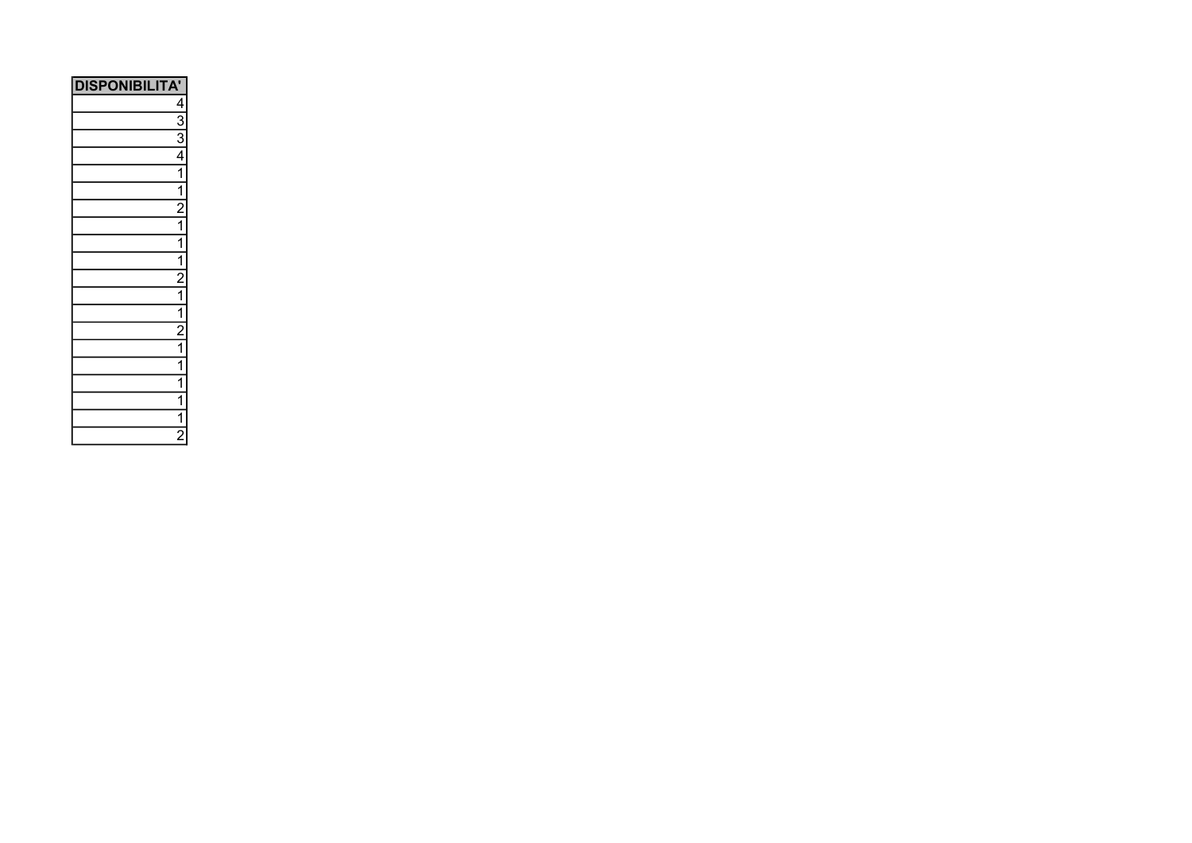| DISPONIBILITA' |
|---|
| 4 |
| 3 |
| 3 |
| 4 |
| 1 |
| 1 |
| 2 |
| 1 |
| 1 |
| 1 |
| 2 |
| 1 |
| 1 |
| 2 |
| 1 |
| 1 |
| 1 |
| 1 |
| 1 |
| 2 |